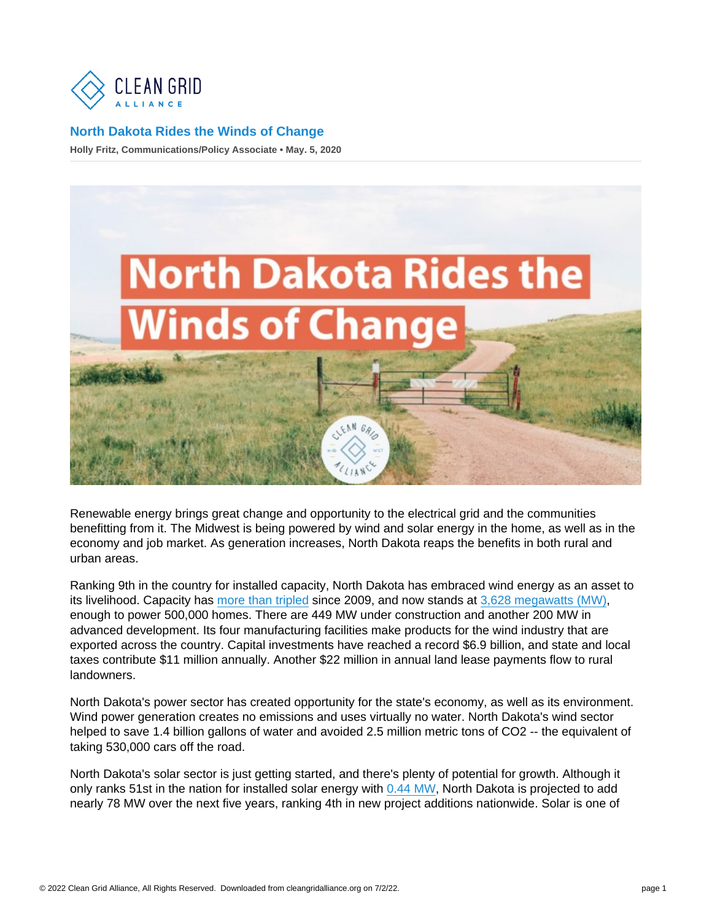# North Dakota Rides the Winds of Change

Holly Fritz, Communications/Policy Associate • May. 5, 2020

Renewable energy brings great change and opportunity to the electrical grid and the communities benefitting from it. The Midwest is being powered by wind and solar energy in the home, as well as in the economy and job market. As generation increases, North Dakota reaps the benefits in both rural and urban areas.

Ranking 9th in the country for installed capacity, North Dakota has embraced wind energy as an asset to its livelihood. Capacity has more than tripled since 2009, and now stands at 3,628 megawatts (MW), enough to power 500,000 homes. There are 449 MW under construction and another 200 MW in advanced development. Its four manufacturing facilities make products for the wind industry that are exported across the country. Capital investments have reached a record $6.9 billion, and state and local taxes contribute $11 million annually. Another $22 million in annual land lease payments flow to rural landowners.

North Dakota's power sector has created opportunity for the state's economy, as well as its environment. Wind power generation creates no emissions and uses virtually no water. North Dakota's wind sector helped to save 1.4 billion gallons of water and avoided 2.5 million metric tons of $CO_2$ -- the equivalent of taking 530,000 cars off the road.

North Dakota's solar sector is just getting started, and there's plenty of potential for growth. Although it only ranks 51st in the nation for installed solar energy with 0.44 MW, North Dakota is projected to add nearly 78 MW over the next five years, ranking 4th in new project additions nationwide. Solar is one of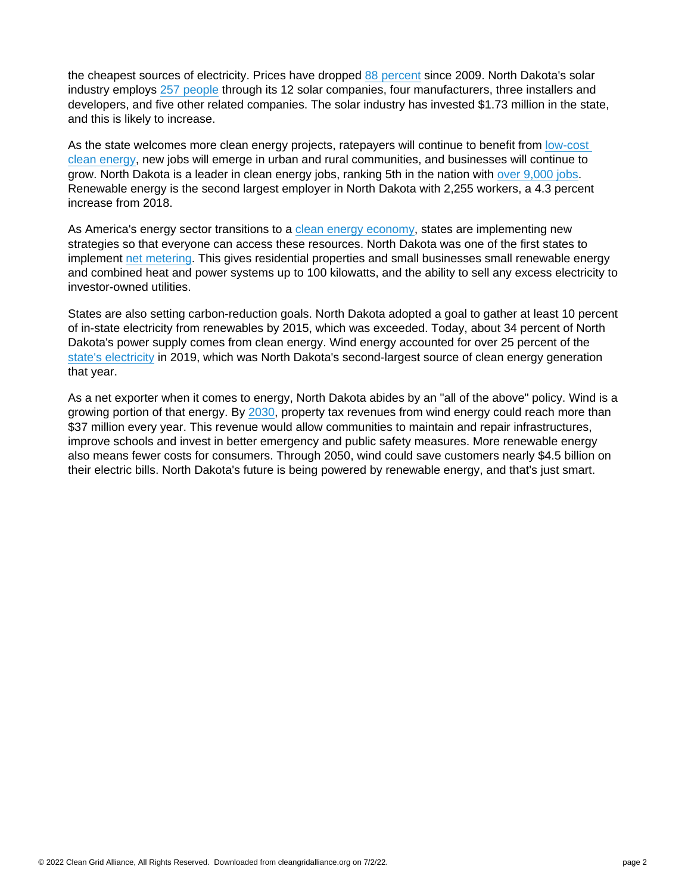the cheapest sources of electricity. Prices have dropped 88 percent since 2009. North Dakota's solar industry employs 257 people through its 12 solar companies, four manufacturers, three installers and developers, and five other related companies. The solar industry has invested $1.73 million in the state, and this is likely to increase.

As the state welcomes more clean energy projects, ratepayers will continue to benefit from low-cost clean energy, new jobs will emerge in urban and rural communities, and businesses will continue to grow. North Dakota is a leader in clean energy jobs, ranking 5th in the nation with over 9,000 jobs. Renewable energy is the second largest employer in North Dakota with 2,255 workers, a 4.3 percent increase from 2018.

As America's energy sector transitions to a clean energy economy, states are implementing new strategies so that everyone can access these resources. North Dakota was one of the first states to implement net metering. This gives residential properties and small businesses small renewable energy and combined heat and power systems up to 100 kilowatts, and the ability to sell any excess electricity to investor-owned utilities.

States are also setting carbon-reduction goals. North Dakota adopted a goal to gather at least 10 percent of in-state electricity from renewables by 2015, which was exceeded. Today, about 34 percent of North Dakota's power supply comes from clean energy. Wind energy accounted for over 25 percent of the state's electricity in 2019, which was North Dakota's second-largest source of clean energy generation that year.

As a net exporter when it comes to energy, North Dakota abides by an "all of the above" policy. Wind is a growing portion of that energy. By 2030, property tax revenues from wind energy could reach more than $37 million every year. This revenue would allow communities to maintain and repair infrastructures, improve schools and invest in better emergency and public safety measures. More renewable energy also means fewer costs for consumers. Through 2050, wind could save customers nearly $4.5 billion on their electric bills. North Dakota's future is being powered by renewable energy, and that's just smart.